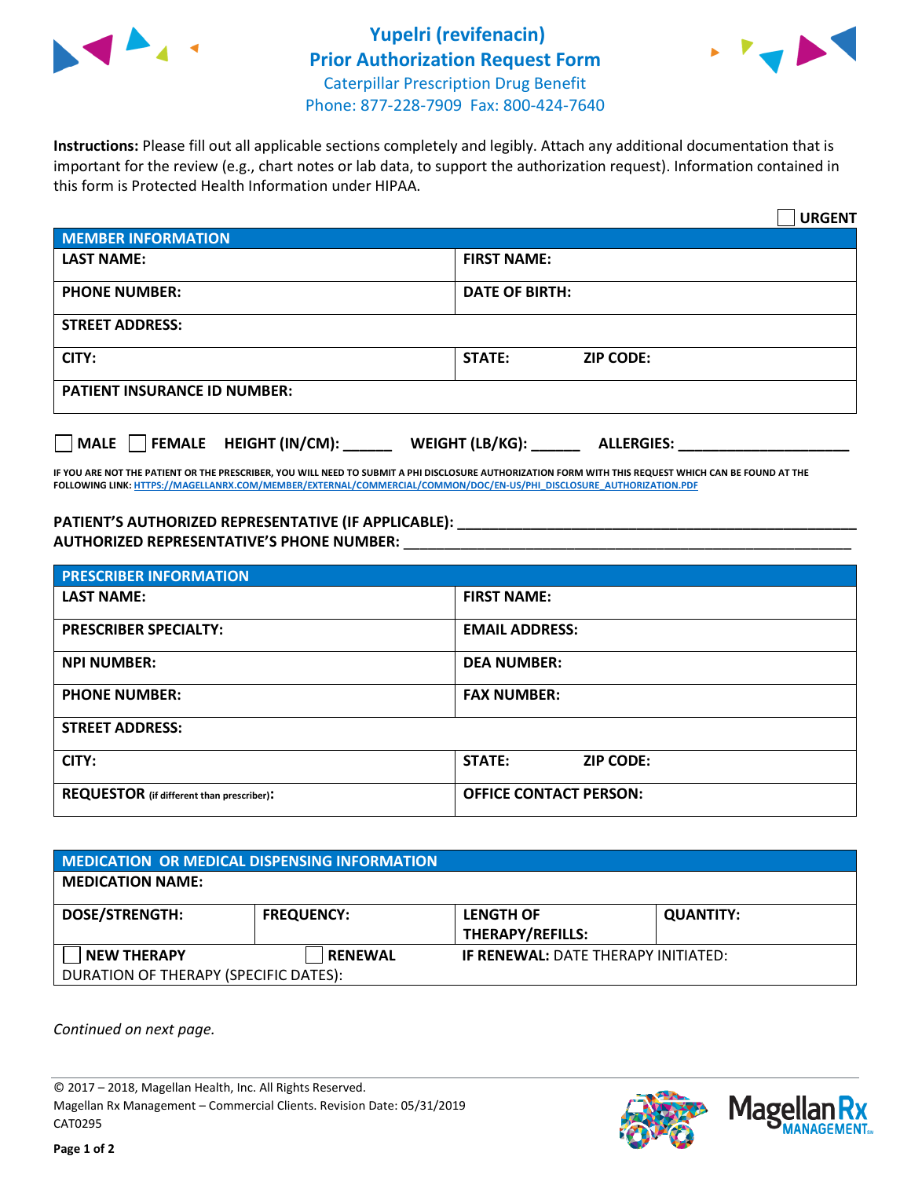# Yupelri (revifenacin) Prior Authorization Request Form

Caterpillar Prescription Drug Benefit
Phone: 877-228-7909 Fax: 800-424-7640

**Instructions:** Please fill out all applicable sections completely and legibly. Attach any additional documentation that is important for the review (e.g., chart notes or lab data, to support the authorization request). Information contained in this form is Protected Health Information under HIPAA.

☐ **URGENT**

| **MEMBER INFORMATION** | |
|---|---|
| **LAST NAME:** | **FIRST NAME:** |
| **PHONE NUMBER:** | **DATE OF BIRTH:** |
| **STREET ADDRESS:** | |
| **CITY:** | **STATE:** **ZIP CODE:** |
| **PATIENT INSURANCE ID NUMBER:** | |

☐ **MALE** ☐ **FEMALE** **HEIGHT (IN/CM):** ______ **WEIGHT (LB/KG):** ______ **ALLERGIES:** ____________________

**IF YOU ARE NOT THE PATIENT OR THE PRESCRIBER, YOU WILL NEED TO SUBMIT A PHI DISCLOSURE AUTHORIZATION FORM WITH THIS REQUEST WHICH CAN BE FOUND AT THE FOLLOWING LINK: HTTPS://MAGELLANRX.COM/MEMBER/EXTERNAL/COMMERCIAL/COMMON/DOC/EN-US/PHI_DISCLOSURE_AUTHORIZATION.PDF**

**PATIENT'S AUTHORIZED REPRESENTATIVE (IF APPLICABLE):** ____________________________________________
**AUTHORIZED REPRESENTATIVE'S PHONE NUMBER:** ____________________________________________

| **PRESCRIBER INFORMATION** | |
|---|---|
| **LAST NAME:** | **FIRST NAME:** |
| **PRESCRIBER SPECIALTY:** | **EMAIL ADDRESS:** |
| **NPI NUMBER:** | **DEA NUMBER:** |
| **PHONE NUMBER:** | **FAX NUMBER:** |
| **STREET ADDRESS:** | |
| **CITY:** | **STATE:** **ZIP CODE:** |
| **REQUESTOR** (if different than prescriber)**:** | **OFFICE CONTACT PERSON:** |

| **MEDICATION OR MEDICAL DISPENSING INFORMATION** | | | |
|---|---|---|---|
| **MEDICATION NAME:** | | | |
| **DOSE/STRENGTH:** | **FREQUENCY:** | **LENGTH OF THERAPY/REFILLS:** | **QUANTITY:** |
| ☐ **NEW THERAPY** | ☐ **RENEWAL** | **IF RENEWAL:** DATE THERAPY INITIATED: | |
| DURATION OF THERAPY (SPECIFIC DATES): | | | |

*Continued on next page.*

© 2017 – 2018, Magellan Health, Inc. All Rights Reserved.
Magellan Rx Management – Commercial Clients. Revision Date: 05/31/2019
CAT0295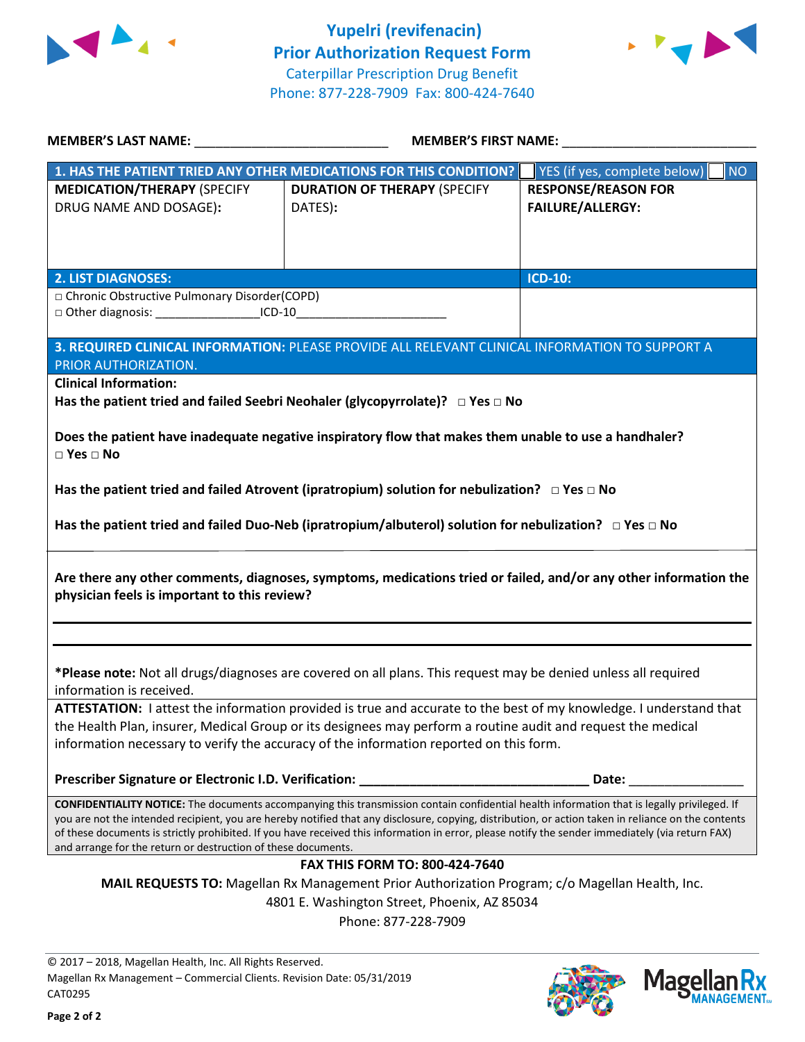# Yupelri (revifenacin)
## Prior Authorization Request Form
Caterpillar Prescription Drug Benefit
Phone: 877-228-7909 Fax: 800-424-7640

**MEMBER'S LAST NAME:** ___________________________ **MEMBER'S FIRST NAME:** ___________________________

| 1. HAS THE PATIENT TRIED ANY OTHER MEDICATIONS FOR THIS CONDITION? | | ☐ YES (if yes, complete below) ☐ NO |
|---|---|---|
| **MEDICATION/THERAPY** (SPECIFY DRUG NAME AND DOSAGE): | **DURATION OF THERAPY** (SPECIFY DATES): | **RESPONSE/REASON FOR FAILURE/ALLERGY:** |

| 2. LIST DIAGNOSES: | ICD-10: |
|---|---|
| □ Chronic Obstructive Pulmonary Disorder(COPD)<br>□ Other diagnosis: _______________ICD-10______________________ | |

**3. REQUIRED CLINICAL INFORMATION:** PLEASE PROVIDE ALL RELEVANT CLINICAL INFORMATION TO SUPPORT A PRIOR AUTHORIZATION.

**Clinical Information:**

**Has the patient tried and failed Seebri Neohaler (glycopyrrolate)? □ Yes □ No**

**Does the patient have inadequate negative inspiratory flow that makes them unable to use a handhaler? □ Yes □ No**

**Has the patient tried and failed Atrovent (ipratropium) solution for nebulization? □ Yes □ No**

**Has the patient tried and failed Duo-Neb (ipratropium/albuterol) solution for nebulization? □ Yes □ No**

**Are there any other comments, diagnoses, symptoms, medications tried or failed, and/or any other information the physician feels is important to this review?**

_______________________________________________

_______________________________________________

***Please note:** Not all drugs/diagnoses are covered on all plans. This request may be denied unless all required information is received.

**ATTESTATION:** I attest the information provided is true and accurate to the best of my knowledge. I understand that the Health Plan, insurer, Medical Group or its designees may perform a routine audit and request the medical information necessary to verify the accuracy of the information reported on this form.

**Prescriber Signature or Electronic I.D. Verification:** ______________________________ **Date:** _______________

**CONFIDENTIALITY NOTICE:** The documents accompanying this transmission contain confidential health information that is legally privileged. If you are not the intended recipient, you are hereby notified that any disclosure, copying, distribution, or action taken in reliance on the contents of these documents is strictly prohibited. If you have received this information in error, please notify the sender immediately (via return FAX) and arrange for the return or destruction of these documents.

**FAX THIS FORM TO: 800-424-7640**

**MAIL REQUESTS TO:** Magellan Rx Management Prior Authorization Program; c/o Magellan Health, Inc.
4801 E. Washington Street, Phoenix, AZ 85034
Phone: 877-228-7909

© 2017 – 2018, Magellan Health, Inc. All Rights Reserved.
Magellan Rx Management – Commercial Clients. Revision Date: 05/31/2019
CAT0295